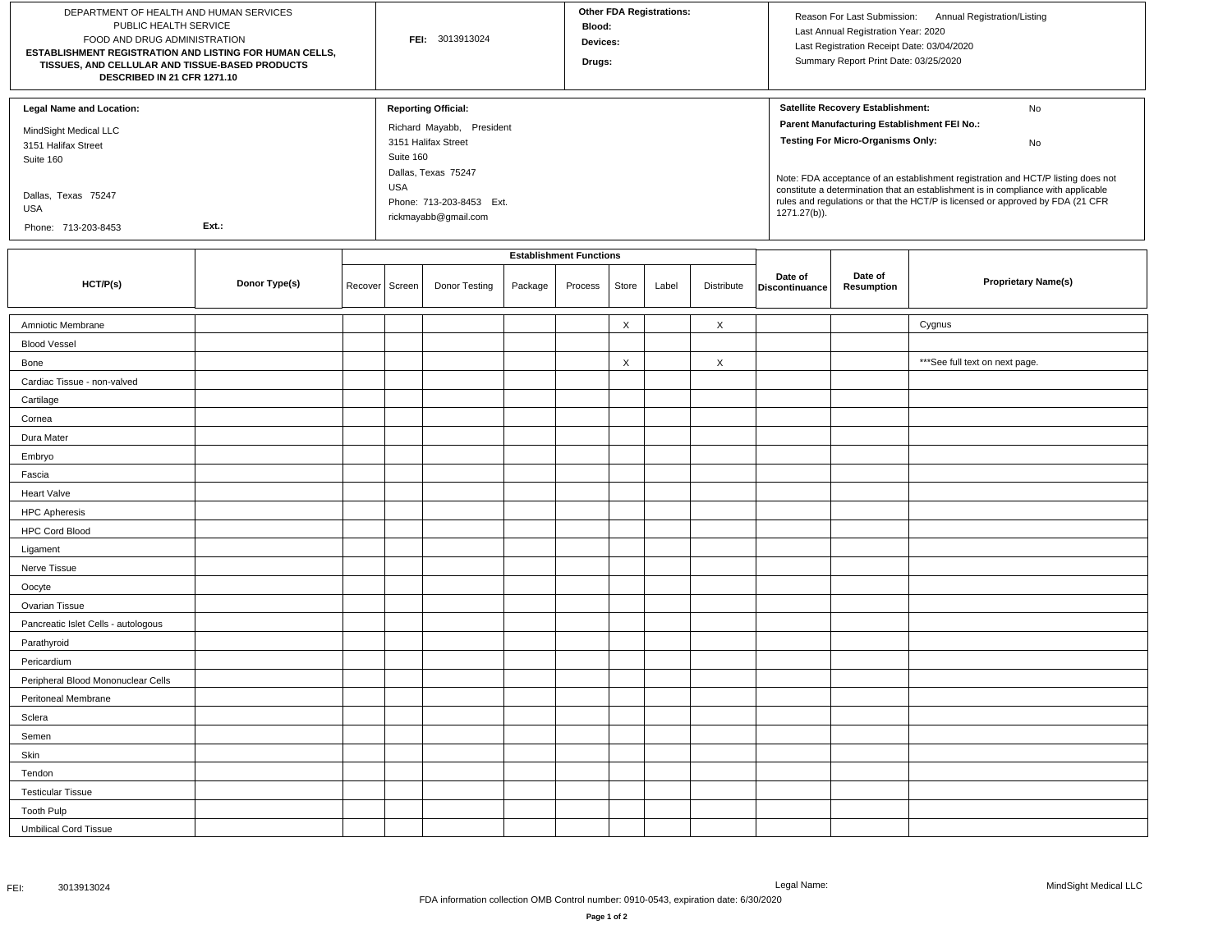DEPARTMENT OF HEALTH AND HUMAN SERVICES
PUBLIC HEALTH SERVICE
FOOD AND DRUG ADMINISTRATION

**ESTABLISHMENT REGISTRATION AND LISTING FOR HUMAN CELLS, TISSUES, AND CELLULAR AND TISSUE-BASED PRODUCTS DESCRIBED IN 21 CFR 1271.10**

**FEI:** 3013913024

**Other FDA Registrations:**
**Blood:**
**Devices:**
**Drugs:**

Reason For Last Submission: Annual Registration/Listing
Last Annual Registration Year: 2020
Last Registration Receipt Date: 03/04/2020
Summary Report Print Date: 03/25/2020

**Legal Name and Location:**

MindSight Medical LLC
3151 Halifax Street
Suite 160

Dallas, Texas 75247
USA

Phone: 713-203-8453 **Ext.:**

**Reporting Official:**

Richard Mayabb, President
3151 Halifax Street
Suite 160
Dallas, Texas 75247
USA
Phone: 713-203-8453 Ext.
rickmayabb@gmail.com

**Satellite Recovery Establishment:** No
**Parent Manufacturing Establishment FEI No.:**
**Testing For Micro-Organisms Only:** No

Note: FDA acceptance of an establishment registration and HCT/P listing does not constitute a determination that an establishment is in compliance with applicable rules and regulations or that the HCT/P is licensed or approved by FDA (21 CFR 1271.27(b)).

| HCT/P(s) | Donor Type(s) | Establishment Functions | | | | | | | | Date of Discontinuance | Date of Resumption | Proprietary Name(s) |
|---|---|---|---|---|---|---|---|---|---|---|---|---|
| | | Recover | Screen | Donor Testing | Package | Process | Store | Label | Distribute | | | |
| Amniotic Membrane | | | | | | | X | | X | | | Cygnus |
| Blood Vessel | | | | | | | | | | | | |
| Bone | | | | | | | X | | X | | | ***See full text on next page. |
| Cardiac Tissue - non-valved | | | | | | | | | | | | |
| Cartilage | | | | | | | | | | | | |
| Cornea | | | | | | | | | | | | |
| Dura Mater | | | | | | | | | | | | |
| Embryo | | | | | | | | | | | | |
| Fascia | | | | | | | | | | | | |
| Heart Valve | | | | | | | | | | | | |
| HPC Apheresis | | | | | | | | | | | | |
| HPC Cord Blood | | | | | | | | | | | | |
| Ligament | | | | | | | | | | | | |
| Nerve Tissue | | | | | | | | | | | | |
| Oocyte | | | | | | | | | | | | |
| Ovarian Tissue | | | | | | | | | | | | |
| Pancreatic Islet Cells - autologous | | | | | | | | | | | | |
| Parathyroid | | | | | | | | | | | | |
| Pericardium | | | | | | | | | | | | |
| Peripheral Blood Mononuclear Cells | | | | | | | | | | | | |
| Peritoneal Membrane | | | | | | | | | | | | |
| Sclera | | | | | | | | | | | | |
| Semen | | | | | | | | | | | | |
| Skin | | | | | | | | | | | | |
| Tendon | | | | | | | | | | | | |
| Testicular Tissue | | | | | | | | | | | | |
| Tooth Pulp | | | | | | | | | | | | |
| Umbilical Cord Tissue | | | | | | | | | | | | |

FDA information collection OMB Control number: 0910-0543, expiration date: 6/30/2020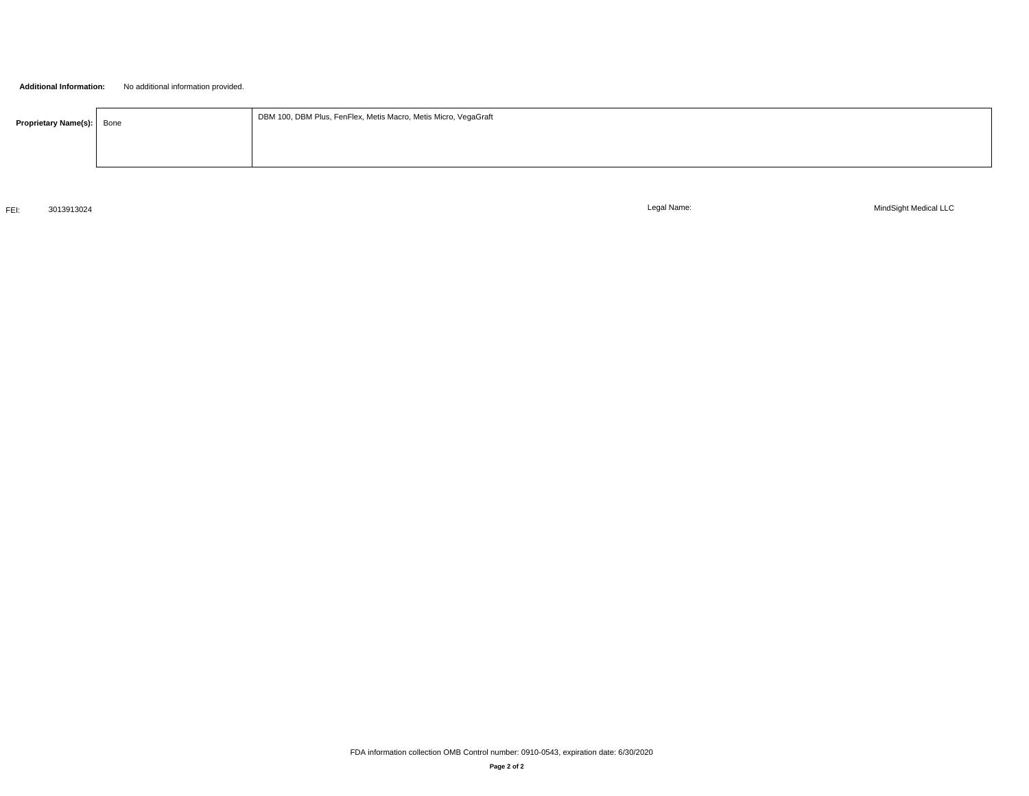**Additional Information:** No additional information provided.

| | | |
|---|---|---|
| **Proprietary Name(s):** | Bone | DBM 100, DBM Plus, FenFlex, Metis Macro, Metis Micro, VegaGraft |

FEI: 3013913024

Legal Name: MindSight Medical LLC

FDA information collection OMB Control number: 0910-0543, expiration date: 6/30/2020